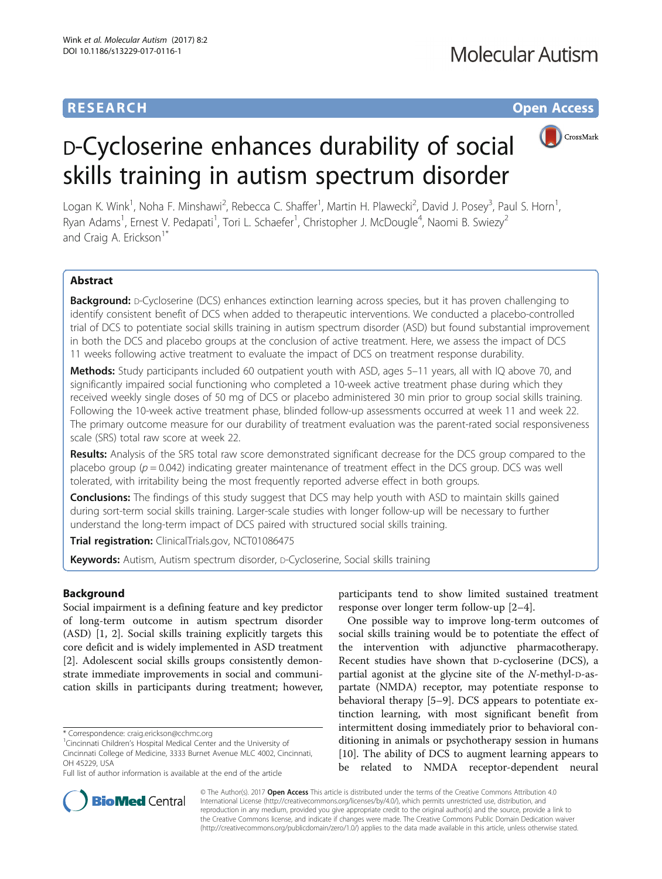**RESEARCH** **Open Access**

# D-Cycloserine enhances durability of social skills training in autism spectrum disorder

Logan K. Wink[1], Noha F. Minshawi[2], Rebecca C. Shaffer[1], Martin H. Plawecki[2], David J. Posey[3], Paul S. Horn[1], Ryan Adams[1], Ernest V. Pedapati[1], Tori L. Schaefer[1], Christopher J. McDougle[4], Naomi B. Swiezy[2] and Craig A. Erickson[1*]

## Abstract

**Background:** D-Cycloserine (DCS) enhances extinction learning across species, but it has proven challenging to identify consistent benefit of DCS when added to therapeutic interventions. We conducted a placebo-controlled trial of DCS to potentiate social skills training in autism spectrum disorder (ASD) but found substantial improvement in both the DCS and placebo groups at the conclusion of active treatment. Here, we assess the impact of DCS 11 weeks following active treatment to evaluate the impact of DCS on treatment response durability.

**Methods:** Study participants included 60 outpatient youth with ASD, ages 5–11 years, all with IQ above 70, and significantly impaired social functioning who completed a 10-week active treatment phase during which they received weekly single doses of 50 mg of DCS or placebo administered 30 min prior to group social skills training. Following the 10-week active treatment phase, blinded follow-up assessments occurred at week 11 and week 22. The primary outcome measure for our durability of treatment evaluation was the parent-rated social responsiveness scale (SRS) total raw score at week 22.

**Results:** Analysis of the SRS total raw score demonstrated significant decrease for the DCS group compared to the placebo group ($p = 0.042$) indicating greater maintenance of treatment effect in the DCS group. DCS was well tolerated, with irritability being the most frequently reported adverse effect in both groups.

**Conclusions:** The findings of this study suggest that DCS may help youth with ASD to maintain skills gained during sort-term social skills training. Larger-scale studies with longer follow-up will be necessary to further understand the long-term impact of DCS paired with structured social skills training.

**Trial registration:** ClinicalTrials.gov, NCT01086475

**Keywords:** Autism, Autism spectrum disorder, D-Cycloserine, Social skills training

## Background

Social impairment is a defining feature and key predictor of long-term outcome in autism spectrum disorder (ASD) [1, 2]. Social skills training explicitly targets this core deficit and is widely implemented in ASD treatment [2]. Adolescent social skills groups consistently demonstrate immediate improvements in social and communication skills in participants during treatment; however, participants tend to show limited sustained treatment response over longer term follow-up [2–4].

One possible way to improve long-term outcomes of social skills training would be to potentiate the effect of the intervention with adjunctive pharmacotherapy. Recent studies have shown that D-cycloserine (DCS), a partial agonist at the glycine site of the *N*-methyl-D-aspartate (NMDA) receptor, may potentiate response to behavioral therapy [5–9]. DCS appears to potentiate extinction learning, with most significant benefit from intermittent dosing immediately prior to behavioral conditioning in animals or psychotherapy session in humans [10]. The ability of DCS to augment learning appears to be related to NMDA receptor-dependent neural

\* Correspondence: craig.erickson@cchmc.org
[1]Cincinnati Children's Hospital Medical Center and the University of Cincinnati College of Medicine, 3333 Burnet Avenue MLC 4002, Cincinnati, OH 45229, USA
Full list of author information is available at the end of the article

© The Author(s). 2017 **Open Access** This article is distributed under the terms of the Creative Commons Attribution 4.0 International License (http://creativecommons.org/licenses/by/4.0/), which permits unrestricted use, distribution, and reproduction in any medium, provided you give appropriate credit to the original author(s) and the source, provide a link to the Creative Commons license, and indicate if changes were made. The Creative Commons Public Domain Dedication waiver (http://creativecommons.org/publicdomain/zero/1.0/) applies to the data made available in this article, unless otherwise stated.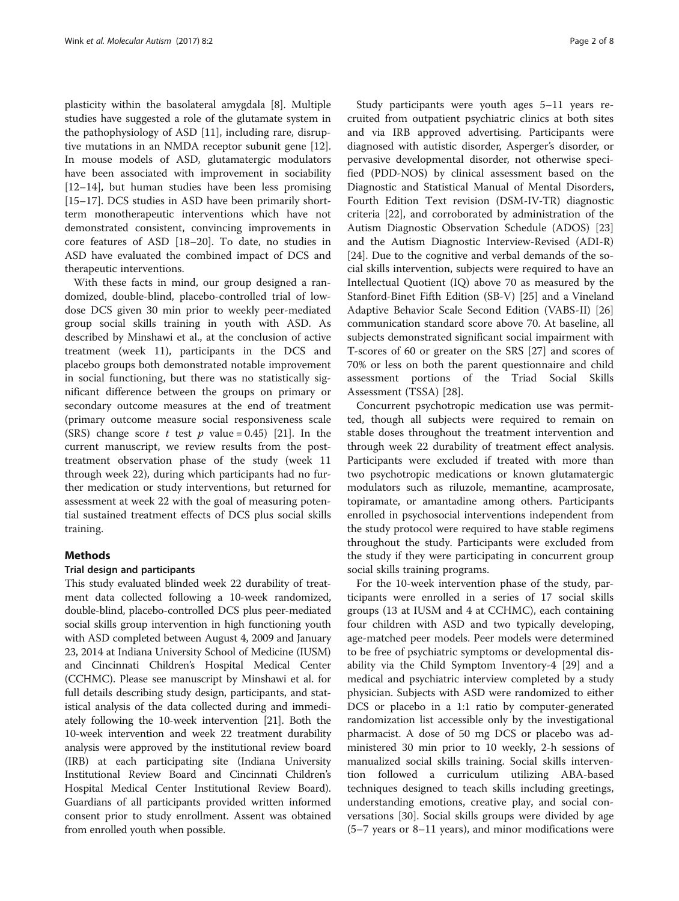plasticity within the basolateral amygdala [8]. Multiple studies have suggested a role of the glutamate system in the pathophysiology of ASD [11], including rare, disruptive mutations in an NMDA receptor subunit gene [12]. In mouse models of ASD, glutamatergic modulators have been associated with improvement in sociability [12–14], but human studies have been less promising [15–17]. DCS studies in ASD have been primarily short-term monotherapeutic interventions which have not demonstrated consistent, convincing improvements in core features of ASD [18–20]. To date, no studies in ASD have evaluated the combined impact of DCS and therapeutic interventions.

With these facts in mind, our group designed a randomized, double-blind, placebo-controlled trial of low-dose DCS given 30 min prior to weekly peer-mediated group social skills training in youth with ASD. As described by Minshawi et al., at the conclusion of active treatment (week 11), participants in the DCS and placebo groups both demonstrated notable improvement in social functioning, but there was no statistically significant difference between the groups on primary or secondary outcome measures at the end of treatment (primary outcome measure social responsiveness scale (SRS) change score $t$ test $p$ value = 0.45) [21]. In the current manuscript, we review results from the post-treatment observation phase of the study (week 11 through week 22), during which participants had no further medication or study interventions, but returned for assessment at week 22 with the goal of measuring potential sustained treatment effects of DCS plus social skills training.

## Methods

### Trial design and participants

This study evaluated blinded week 22 durability of treatment data collected following a 10-week randomized, double-blind, placebo-controlled DCS plus peer-mediated social skills group intervention in high functioning youth with ASD completed between August 4, 2009 and January 23, 2014 at Indiana University School of Medicine (IUSM) and Cincinnati Children's Hospital Medical Center (CCHMC). Please see manuscript by Minshawi et al. for full details describing study design, participants, and statistical analysis of the data collected during and immediately following the 10-week intervention [21]. Both the 10-week intervention and week 22 treatment durability analysis were approved by the institutional review board (IRB) at each participating site (Indiana University Institutional Review Board and Cincinnati Children's Hospital Medical Center Institutional Review Board). Guardians of all participants provided written informed consent prior to study enrollment. Assent was obtained from enrolled youth when possible.

Study participants were youth ages 5–11 years recruited from outpatient psychiatric clinics at both sites and via IRB approved advertising. Participants were diagnosed with autistic disorder, Asperger's disorder, or pervasive developmental disorder, not otherwise specified (PDD-NOS) by clinical assessment based on the Diagnostic and Statistical Manual of Mental Disorders, Fourth Edition Text revision (DSM-IV-TR) diagnostic criteria [22], and corroborated by administration of the Autism Diagnostic Observation Schedule (ADOS) [23] and the Autism Diagnostic Interview-Revised (ADI-R) [24]. Due to the cognitive and verbal demands of the social skills intervention, subjects were required to have an Intellectual Quotient (IQ) above 70 as measured by the Stanford-Binet Fifth Edition (SB-V) [25] and a Vineland Adaptive Behavior Scale Second Edition (VABS-II) [26] communication standard score above 70. At baseline, all subjects demonstrated significant social impairment with T-scores of 60 or greater on the SRS [27] and scores of 70% or less on both the parent questionnaire and child assessment portions of the Triad Social Skills Assessment (TSSA) [28].

Concurrent psychotropic medication use was permitted, though all subjects were required to remain on stable doses throughout the treatment intervention and through week 22 durability of treatment effect analysis. Participants were excluded if treated with more than two psychotropic medications or known glutamatergic modulators such as riluzole, memantine, acamprosate, topiramate, or amantadine among others. Participants enrolled in psychosocial interventions independent from the study protocol were required to have stable regimens throughout the study. Participants were excluded from the study if they were participating in concurrent group social skills training programs.

For the 10-week intervention phase of the study, participants were enrolled in a series of 17 social skills groups (13 at IUSM and 4 at CCHMC), each containing four children with ASD and two typically developing, age-matched peer models. Peer models were determined to be free of psychiatric symptoms or developmental disability via the Child Symptom Inventory-4 [29] and a medical and psychiatric interview completed by a study physician. Subjects with ASD were randomized to either DCS or placebo in a 1:1 ratio by computer-generated randomization list accessible only by the investigational pharmacist. A dose of 50 mg DCS or placebo was administered 30 min prior to 10 weekly, 2-h sessions of manualized social skills training. Social skills intervention followed a curriculum utilizing ABA-based techniques designed to teach skills including greetings, understanding emotions, creative play, and social conversations [30]. Social skills groups were divided by age (5–7 years or 8–11 years), and minor modifications were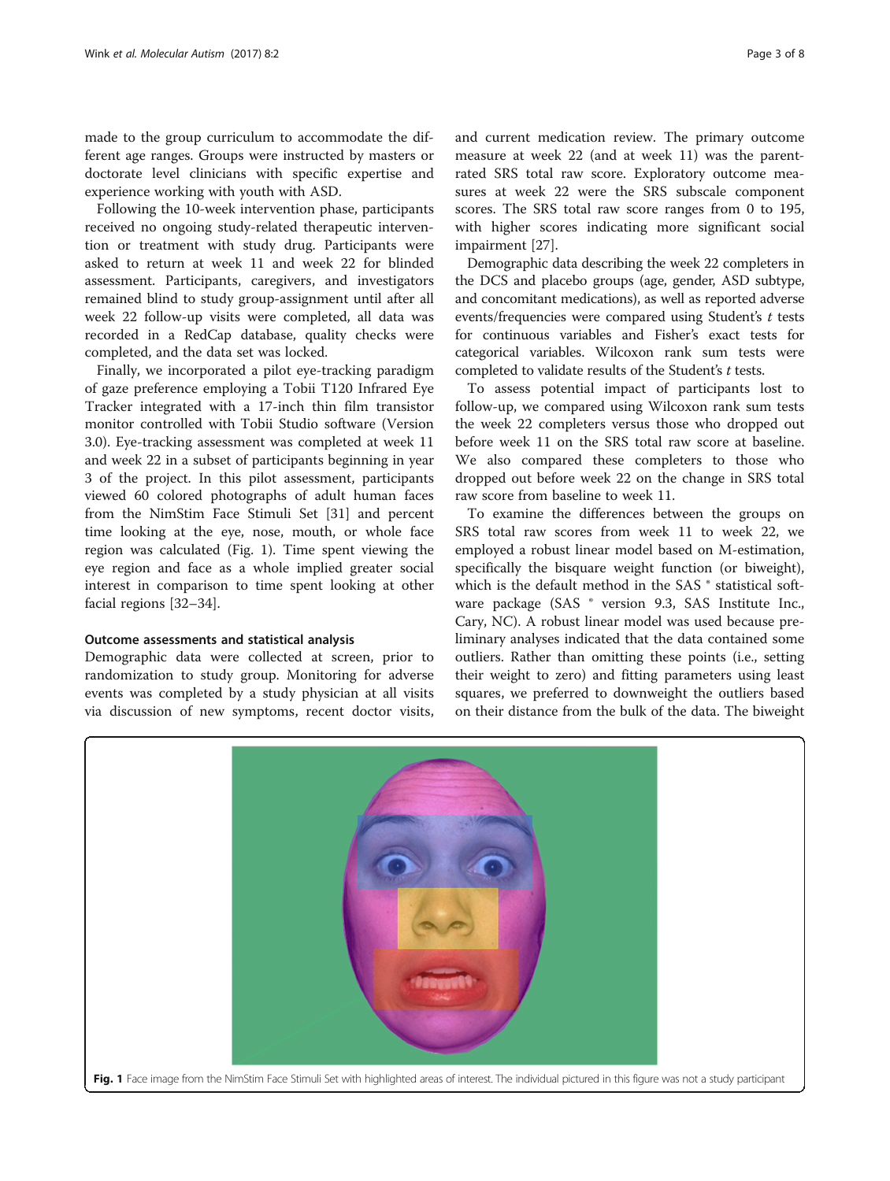made to the group curriculum to accommodate the different age ranges. Groups were instructed by masters or doctorate level clinicians with specific expertise and experience working with youth with ASD.

Following the 10-week intervention phase, participants received no ongoing study-related therapeutic intervention or treatment with study drug. Participants were asked to return at week 11 and week 22 for blinded assessment. Participants, caregivers, and investigators remained blind to study group-assignment until after all week 22 follow-up visits were completed, all data was recorded in a RedCap database, quality checks were completed, and the data set was locked.

Finally, we incorporated a pilot eye-tracking paradigm of gaze preference employing a Tobii T120 Infrared Eye Tracker integrated with a 17-inch thin film transistor monitor controlled with Tobii Studio software (Version 3.0). Eye-tracking assessment was completed at week 11 and week 22 in a subset of participants beginning in year 3 of the project. In this pilot assessment, participants viewed 60 colored photographs of adult human faces from the NimStim Face Stimuli Set [31] and percent time looking at the eye, nose, mouth, or whole face region was calculated (Fig. 1). Time spent viewing the eye region and face as a whole implied greater social interest in comparison to time spent looking at other facial regions [32–34].

### Outcome assessments and statistical analysis

Demographic data were collected at screen, prior to randomization to study group. Monitoring for adverse events was completed by a study physician at all visits via discussion of new symptoms, recent doctor visits, and current medication review. The primary outcome measure at week 22 (and at week 11) was the parent-rated SRS total raw score. Exploratory outcome measures at week 22 were the SRS subscale component scores. The SRS total raw score ranges from 0 to 195, with higher scores indicating more significant social impairment [27].

Demographic data describing the week 22 completers in the DCS and placebo groups (age, gender, ASD subtype, and concomitant medications), as well as reported adverse events/frequencies were compared using Student's *t* tests for continuous variables and Fisher's exact tests for categorical variables. Wilcoxon rank sum tests were completed to validate results of the Student's *t* tests.

To assess potential impact of participants lost to follow-up, we compared using Wilcoxon rank sum tests the week 22 completers versus those who dropped out before week 11 on the SRS total raw score at baseline. We also compared these completers to those who dropped out before week 22 on the change in SRS total raw score from baseline to week 11.

To examine the differences between the groups on SRS total raw scores from week 11 to week 22, we employed a robust linear model based on M-estimation, specifically the bisquare weight function (or biweight), which is the default method in the SAS ® statistical software package (SAS ® version 9.3, SAS Institute Inc., Cary, NC). A robust linear model was used because preliminary analyses indicated that the data contained some outliers. Rather than omitting these points (i.e., setting their weight to zero) and fitting parameters using least squares, we preferred to downweight the outliers based on their distance from the bulk of the data. The biweight

**Fig. 1** Face image from the NimStim Face Stimuli Set with highlighted areas of interest. The individual pictured in this figure was not a study participant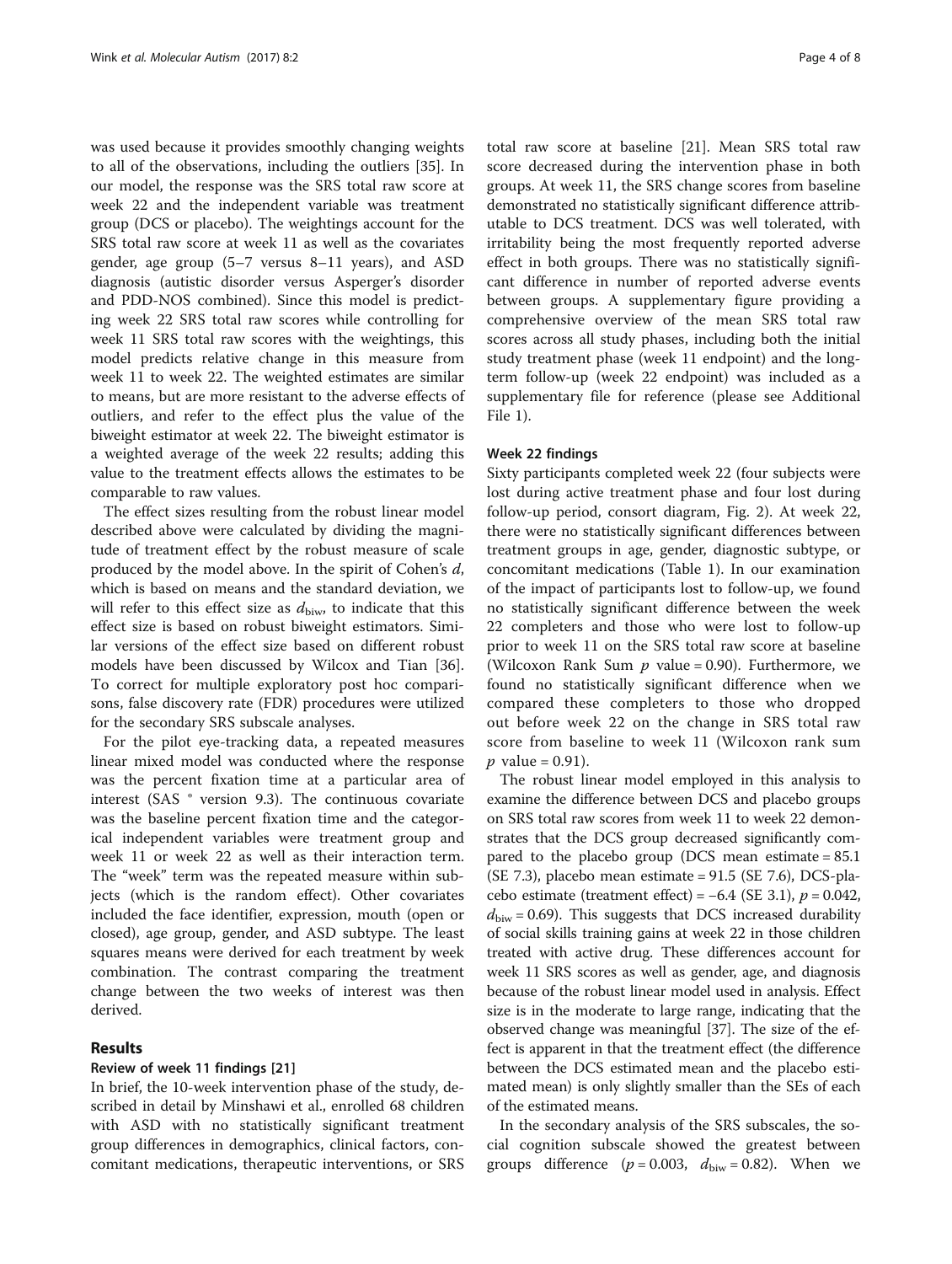was used because it provides smoothly changing weights to all of the observations, including the outliers [35]. In our model, the response was the SRS total raw score at week 22 and the independent variable was treatment group (DCS or placebo). The weightings account for the SRS total raw score at week 11 as well as the covariates gender, age group (5–7 versus 8–11 years), and ASD diagnosis (autistic disorder versus Asperger's disorder and PDD-NOS combined). Since this model is predicting week 22 SRS total raw scores while controlling for week 11 SRS total raw scores with the weightings, this model predicts relative change in this measure from week 11 to week 22. The weighted estimates are similar to means, but are more resistant to the adverse effects of outliers, and refer to the effect plus the value of the biweight estimator at week 22. The biweight estimator is a weighted average of the week 22 results; adding this value to the treatment effects allows the estimates to be comparable to raw values.

The effect sizes resulting from the robust linear model described above were calculated by dividing the magnitude of treatment effect by the robust measure of scale produced by the model above. In the spirit of Cohen's *d*, which is based on means and the standard deviation, we will refer to this effect size as $d_{\text{biw}}$, to indicate that this effect size is based on robust biweight estimators. Similar versions of the effect size based on different robust models have been discussed by Wilcox and Tian [36]. To correct for multiple exploratory post hoc comparisons, false discovery rate (FDR) procedures were utilized for the secondary SRS subscale analyses.

For the pilot eye-tracking data, a repeated measures linear mixed model was conducted where the response was the percent fixation time at a particular area of interest (SAS ® version 9.3). The continuous covariate was the baseline percent fixation time and the categorical independent variables were treatment group and week 11 or week 22 as well as their interaction term. The "week" term was the repeated measure within subjects (which is the random effect). Other covariates included the face identifier, expression, mouth (open or closed), age group, gender, and ASD subtype. The least squares means were derived for each treatment by week combination. The contrast comparing the treatment change between the two weeks of interest was then derived.

## Results

### Review of week 11 findings [21]

In brief, the 10-week intervention phase of the study, described in detail by Minshawi et al., enrolled 68 children with ASD with no statistically significant treatment group differences in demographics, clinical factors, concomitant medications, therapeutic interventions, or SRS total raw score at baseline [21]. Mean SRS total raw score decreased during the intervention phase in both groups. At week 11, the SRS change scores from baseline demonstrated no statistically significant difference attributable to DCS treatment. DCS was well tolerated, with irritability being the most frequently reported adverse effect in both groups. There was no statistically significant difference in number of reported adverse events between groups. A supplementary figure providing a comprehensive overview of the mean SRS total raw scores across all study phases, including both the initial study treatment phase (week 11 endpoint) and the long-term follow-up (week 22 endpoint) was included as a supplementary file for reference (please see Additional File 1).

### Week 22 findings

Sixty participants completed week 22 (four subjects were lost during active treatment phase and four lost during follow-up period, consort diagram, Fig. 2). At week 22, there were no statistically significant differences between treatment groups in age, gender, diagnostic subtype, or concomitant medications (Table 1). In our examination of the impact of participants lost to follow-up, we found no statistically significant difference between the week 22 completers and those who were lost to follow-up prior to week 11 on the SRS total raw score at baseline (Wilcoxon Rank Sum $p$ value = 0.90). Furthermore, we found no statistically significant difference when we compared these completers to those who dropped out before week 22 on the change in SRS total raw score from baseline to week 11 (Wilcoxon rank sum $p$ value = 0.91).

The robust linear model employed in this analysis to examine the difference between DCS and placebo groups on SRS total raw scores from week 11 to week 22 demonstrates that the DCS group decreased significantly compared to the placebo group (DCS mean estimate = 85.1 (SE 7.3), placebo mean estimate = 91.5 (SE 7.6), DCS-placebo estimate (treatment effect) = −6.4 (SE 3.1), $p = 0.042$, $d_{\text{biw}} = 0.69$). This suggests that DCS increased durability of social skills training gains at week 22 in those children treated with active drug. These differences account for week 11 SRS scores as well as gender, age, and diagnosis because of the robust linear model used in analysis. Effect size is in the moderate to large range, indicating that the observed change was meaningful [37]. The size of the effect is apparent in that the treatment effect (the difference between the DCS estimated mean and the placebo estimated mean) is only slightly smaller than the SEs of each of the estimated means.

In the secondary analysis of the SRS subscales, the social cognition subscale showed the greatest between groups difference ($p = 0.003$, $d_{\text{biw}} = 0.82$). When we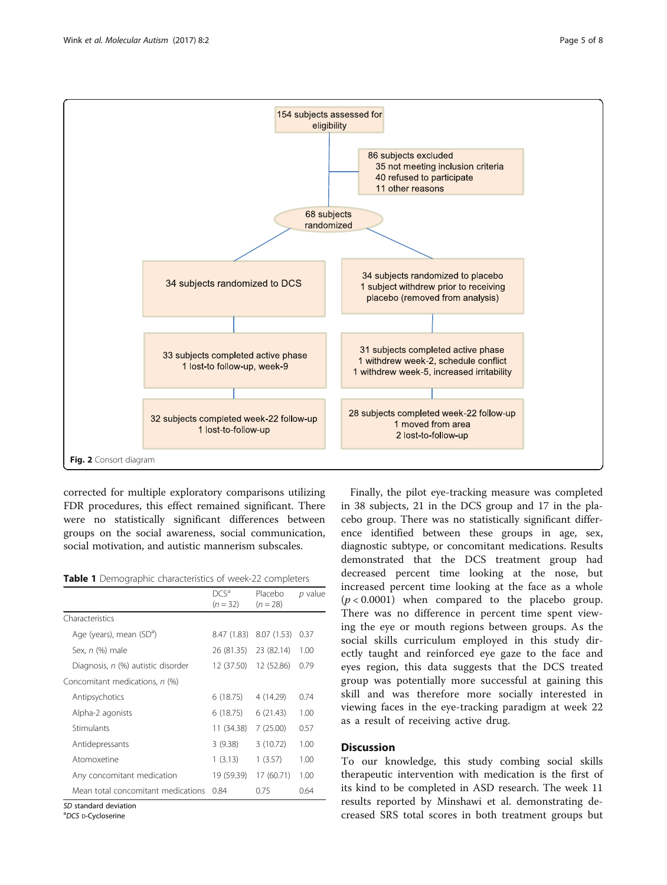154 subjects assessed for eligibility

86 subjects excluded
- 35 not meeting inclusion criteria
- 40 refused to participate
- 11 other reasons

68 subjects randomized

| DCS | Placebo |
|---|---|
| 34 subjects randomized to DCS | 34 subjects randomized to placebo<br>1 subject withdrew prior to receiving placebo (removed from analysis) |
| 33 subjects completed active phase<br>1 lost-to follow-up, week-9 | 31 subjects completed active phase<br>1 withdrew week-2, schedule conflict<br>1 withdrew week-5, increased irritability |
| 32 subjects completed week-22 follow-up<br>1 lost-to-follow-up | 28 subjects completed week-22 follow-up<br>1 moved from area<br>2 lost-to-follow-up |

**Fig. 2** Consort diagram

corrected for multiple exploratory comparisons utilizing FDR procedures, this effect remained significant. There were no statistically significant differences between groups on the social awareness, social communication, social motivation, and autistic mannerism subscales.

**Table 1** Demographic characteristics of week-22 completers

| | DCS[a] ($n = 32$) | Placebo ($n = 28$) | *p* value |
|---|---|---|---|
| Characteristics | | | |
| Age (years), mean (SD[a]) | 8.47 (1.83) | 8.07 (1.53) | 0.37 |
| Sex, *n* (%) male | 26 (81.35) | 23 (82.14) | 1.00 |
| Diagnosis, *n* (%) autistic disorder | 12 (37.50) | 12 (52.86) | 0.79 |
| Concomitant medications, *n* (%) | | | |
| Antipsychotics | 6 (18.75) | 4 (14.29) | 0.74 |
| Alpha-2 agonists | 6 (18.75) | 6 (21.43) | 1.00 |
| Stimulants | 11 (34.38) | 7 (25.00) | 0.57 |
| Antidepressants | 3 (9.38) | 3 (10.72) | 1.00 |
| Atomoxetine | 1 (3.13) | 1 (3.57) | 1.00 |
| Any concomitant medication | 19 (59.39) | 17 (60.71) | 1.00 |
| Mean total concomitant medications | 0.84 | 0.75 | 0.64 |

*SD* standard deviation
[a]*DCS* D-Cycloserine

Finally, the pilot eye-tracking measure was completed in 38 subjects, 21 in the DCS group and 17 in the placebo group. There was no statistically significant difference identified between these groups in age, sex, diagnostic subtype, or concomitant medications. Results demonstrated that the DCS treatment group had decreased percent time looking at the nose, but increased percent time looking at the face as a whole ($p < 0.0001$) when compared to the placebo group. There was no difference in percent time spent viewing the eye or mouth regions between groups. As the social skills curriculum employed in this study directly taught and reinforced eye gaze to the face and eyes region, this data suggests that the DCS treated group was potentially more successful at gaining this skill and was therefore more socially interested in viewing faces in the eye-tracking paradigm at week 22 as a result of receiving active drug.

## Discussion

To our knowledge, this study combing social skills therapeutic intervention with medication is the first of its kind to be completed in ASD research. The week 11 results reported by Minshawi et al. demonstrating decreased SRS total scores in both treatment groups but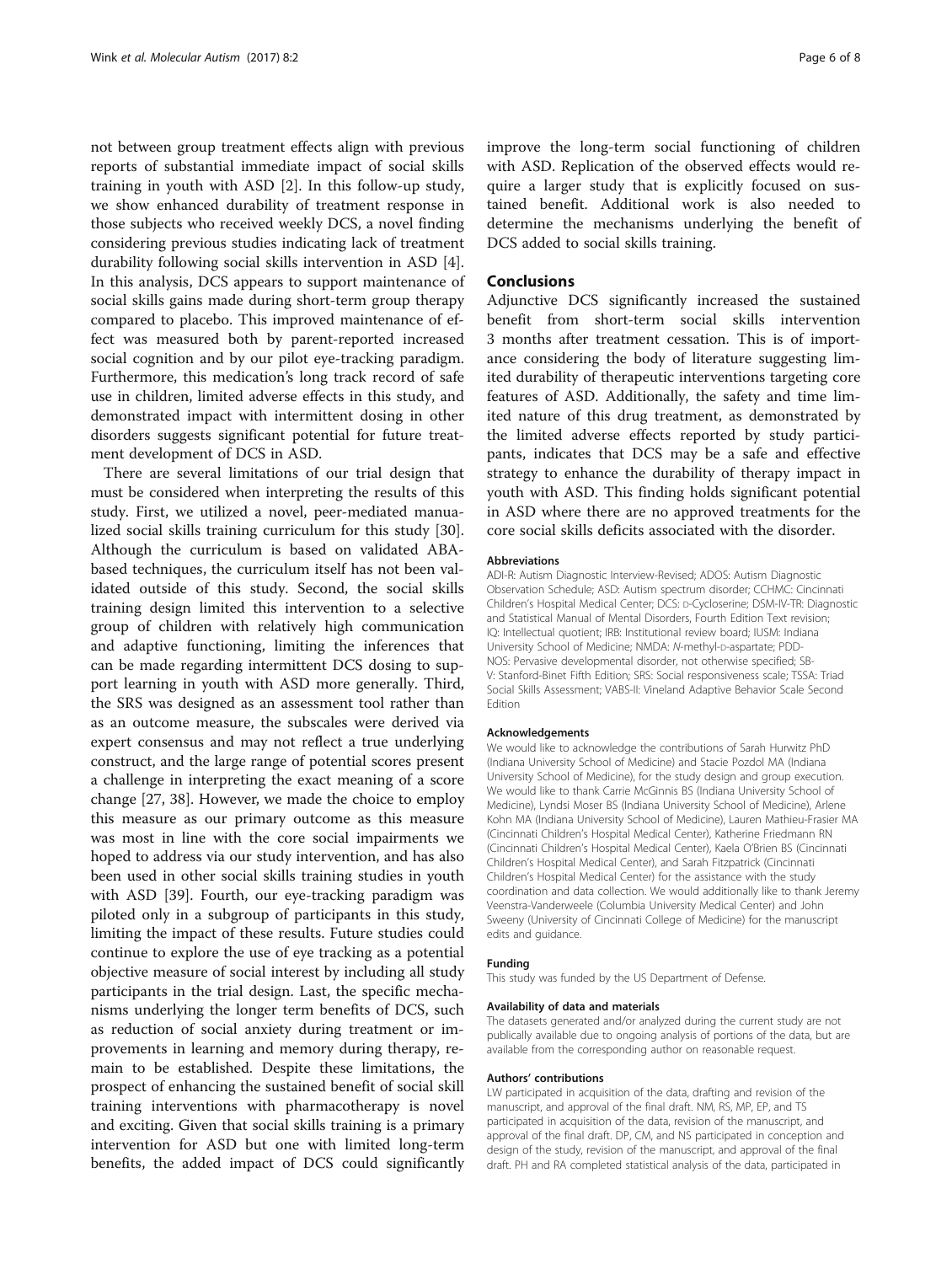not between group treatment effects align with previous reports of substantial immediate impact of social skills training in youth with ASD [2]. In this follow-up study, we show enhanced durability of treatment response in those subjects who received weekly DCS, a novel finding considering previous studies indicating lack of treatment durability following social skills intervention in ASD [4]. In this analysis, DCS appears to support maintenance of social skills gains made during short-term group therapy compared to placebo. This improved maintenance of effect was measured both by parent-reported increased social cognition and by our pilot eye-tracking paradigm. Furthermore, this medication's long track record of safe use in children, limited adverse effects in this study, and demonstrated impact with intermittent dosing in other disorders suggests significant potential for future treatment development of DCS in ASD.

There are several limitations of our trial design that must be considered when interpreting the results of this study. First, we utilized a novel, peer-mediated manualized social skills training curriculum for this study [30]. Although the curriculum is based on validated ABA-based techniques, the curriculum itself has not been validated outside of this study. Second, the social skills training design limited this intervention to a selective group of children with relatively high communication and adaptive functioning, limiting the inferences that can be made regarding intermittent DCS dosing to support learning in youth with ASD more generally. Third, the SRS was designed as an assessment tool rather than as an outcome measure, the subscales were derived via expert consensus and may not reflect a true underlying construct, and the large range of potential scores present a challenge in interpreting the exact meaning of a score change [27, 38]. However, we made the choice to employ this measure as our primary outcome as this measure was most in line with the core social impairments we hoped to address via our study intervention, and has also been used in other social skills training studies in youth with ASD [39]. Fourth, our eye-tracking paradigm was piloted only in a subgroup of participants in this study, limiting the impact of these results. Future studies could continue to explore the use of eye tracking as a potential objective measure of social interest by including all study participants in the trial design. Last, the specific mechanisms underlying the longer term benefits of DCS, such as reduction of social anxiety during treatment or improvements in learning and memory during therapy, remain to be established. Despite these limitations, the prospect of enhancing the sustained benefit of social skill training interventions with pharmacotherapy is novel and exciting. Given that social skills training is a primary intervention for ASD but one with limited long-term benefits, the added impact of DCS could significantly improve the long-term social functioning of children with ASD. Replication of the observed effects would require a larger study that is explicitly focused on sustained benefit. Additional work is also needed to determine the mechanisms underlying the benefit of DCS added to social skills training.

## Conclusions

Adjunctive DCS significantly increased the sustained benefit from short-term social skills intervention 3 months after treatment cessation. This is of importance considering the body of literature suggesting limited durability of therapeutic interventions targeting core features of ASD. Additionally, the safety and time limited nature of this drug treatment, as demonstrated by the limited adverse effects reported by study participants, indicates that DCS may be a safe and effective strategy to enhance the durability of therapy impact in youth with ASD. This finding holds significant potential in ASD where there are no approved treatments for the core social skills deficits associated with the disorder.

#### Abbreviations

ADI-R: Autism Diagnostic Interview-Revised; ADOS: Autism Diagnostic Observation Schedule; ASD: Autism spectrum disorder; CCHMC: Cincinnati Children's Hospital Medical Center; DCS: D-Cycloserine; DSM-IV-TR: Diagnostic and Statistical Manual of Mental Disorders, Fourth Edition Text revision; IQ: Intellectual quotient; IRB: Institutional review board; IUSM: Indiana University School of Medicine; NMDA: *N*-methyl-D-aspartate; PDD-NOS: Pervasive developmental disorder, not otherwise specified; SB-V: Stanford-Binet Fifth Edition; SRS: Social responsiveness scale; TSSA: Triad Social Skills Assessment; VABS-II: Vineland Adaptive Behavior Scale Second Edition

#### Acknowledgements

We would like to acknowledge the contributions of Sarah Hurwitz PhD (Indiana University School of Medicine) and Stacie Pozdol MA (Indiana University School of Medicine), for the study design and group execution. We would like to thank Carrie McGinnis BS (Indiana University School of Medicine), Lyndsi Moser BS (Indiana University School of Medicine), Arlene Kohn MA (Indiana University School of Medicine), Lauren Mathieu-Frasier MA (Cincinnati Children's Hospital Medical Center), Katherine Friedmann RN (Cincinnati Children's Hospital Medical Center), Kaela O'Brien BS (Cincinnati Children's Hospital Medical Center), and Sarah Fitzpatrick (Cincinnati Children's Hospital Medical Center) for the assistance with the study coordination and data collection. We would additionally like to thank Jeremy Veenstra-Vanderweele (Columbia University Medical Center) and John Sweeny (University of Cincinnati College of Medicine) for the manuscript edits and guidance.

#### Funding

This study was funded by the US Department of Defense.

#### Availability of data and materials

The datasets generated and/or analyzed during the current study are not publically available due to ongoing analysis of portions of the data, but are available from the corresponding author on reasonable request.

#### Authors' contributions

LW participated in acquisition of the data, drafting and revision of the manuscript, and approval of the final draft. NM, RS, MP, EP, and TS participated in acquisition of the data, revision of the manuscript, and approval of the final draft. DP, CM, and NS participated in conception and design of the study, revision of the manuscript, and approval of the final draft. PH and RA completed statistical analysis of the data, participated in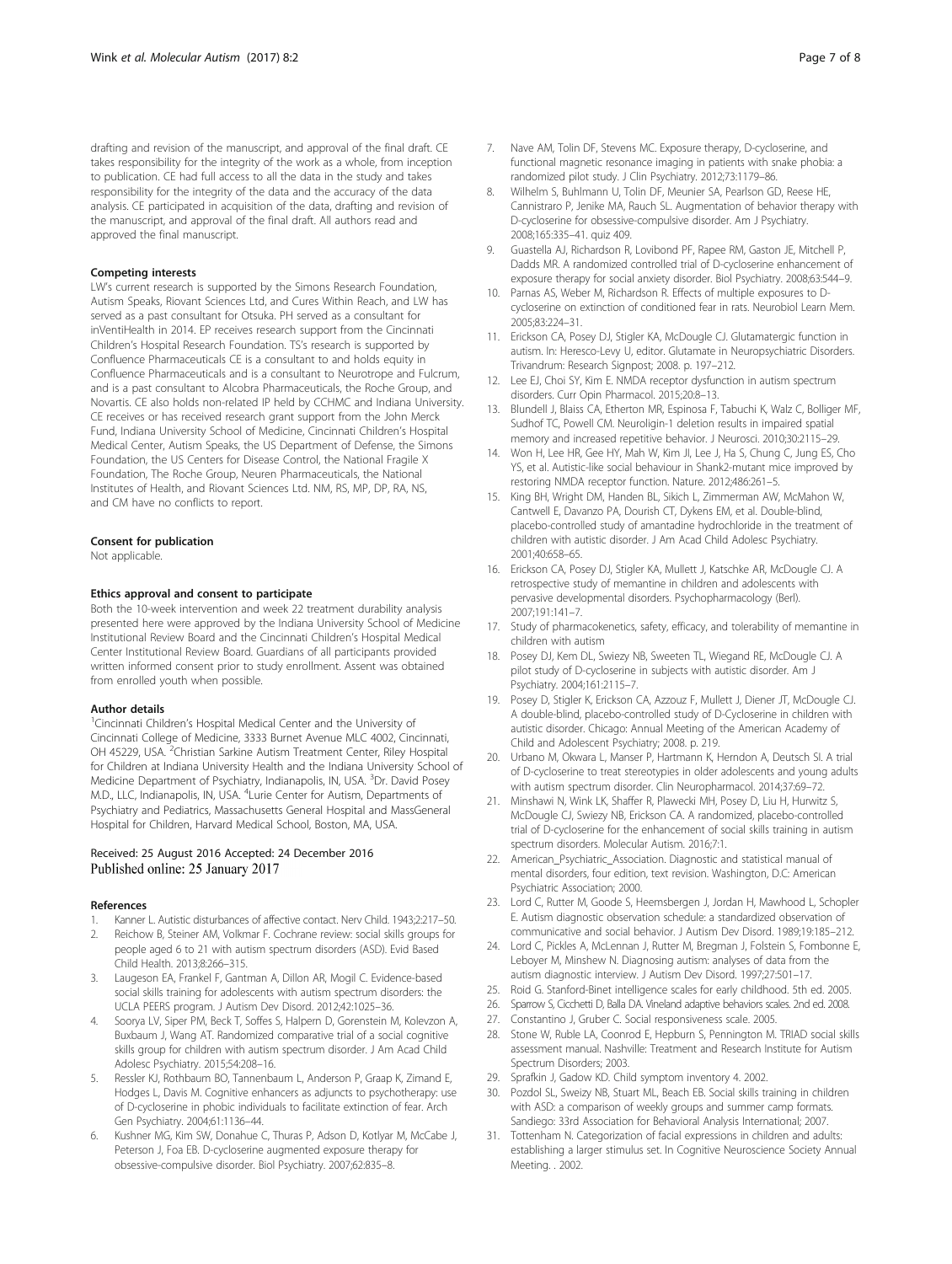drafting and revision of the manuscript, and approval of the final draft. CE takes responsibility for the integrity of the work as a whole, from inception to publication. CE had full access to all the data in the study and takes responsibility for the integrity of the data and the accuracy of the data analysis. CE participated in acquisition of the data, drafting and revision of the manuscript, and approval of the final draft. All authors read and approved the final manuscript.

#### Competing interests

LW's current research is supported by the Simons Research Foundation, Autism Speaks, Riovant Sciences Ltd, and Cures Within Reach, and LW has served as a past consultant for Otsuka. PH served as a consultant for inVentiHealth in 2014. EP receives research support from the Cincinnati Children's Hospital Research Foundation. TS's research is supported by Confluence Pharmaceuticals CE is a consultant to and holds equity in Confluence Pharmaceuticals and is a consultant to Neurotrope and Fulcrum, and is a past consultant to Alcobra Pharmaceuticals, the Roche Group, and Novartis. CE also holds non-related IP held by CCHMC and Indiana University. CE receives or has received research grant support from the John Merck Fund, Indiana University School of Medicine, Cincinnati Children's Hospital Medical Center, Autism Speaks, the US Department of Defense, the Simons Foundation, the US Centers for Disease Control, the National Fragile X Foundation, The Roche Group, Neuren Pharmaceuticals, the National Institutes of Health, and Riovant Sciences Ltd. NM, RS, MP, DP, RA, NS, and CM have no conflicts to report.

#### Consent for publication

Not applicable.

#### Ethics approval and consent to participate

Both the 10-week intervention and week 22 treatment durability analysis presented here were approved by the Indiana University School of Medicine Institutional Review Board and the Cincinnati Children's Hospital Medical Center Institutional Review Board. Guardians of all participants provided written informed consent prior to study enrollment. Assent was obtained from enrolled youth when possible.

#### Author details

[1]Cincinnati Children's Hospital Medical Center and the University of Cincinnati College of Medicine, 3333 Burnet Avenue MLC 4002, Cincinnati, OH 45229, USA. [2]Christian Sarkine Autism Treatment Center, Riley Hospital for Children at Indiana University Health and the Indiana University School of Medicine Department of Psychiatry, Indianapolis, IN, USA. [3]Dr. David Posey M.D., LLC, Indianapolis, IN, USA. [4]Lurie Center for Autism, Departments of Psychiatry and Pediatrics, Massachusetts General Hospital and MassGeneral Hospital for Children, Harvard Medical School, Boston, MA, USA.

Received: 25 August 2016 Accepted: 24 December 2016
Published online: 25 January 2017

#### References

1. Kanner L. Autistic disturbances of affective contact. Nerv Child. 1943;2:217–50.
2. Reichow B, Steiner AM, Volkmar F. Cochrane review: social skills groups for people aged 6 to 21 with autism spectrum disorders (ASD). Evid Based Child Health. 2013;8:266–315.
3. Laugeson EA, Frankel F, Gantman A, Dillon AR, Mogil C. Evidence-based social skills training for adolescents with autism spectrum disorders: the UCLA PEERS program. J Autism Dev Disord. 2012;42:1025–36.
4. Soorya LV, Siper PM, Beck T, Soffes S, Halpern D, Gorenstein M, Kolevzon A, Buxbaum J, Wang AT. Randomized comparative trial of a social cognitive skills group for children with autism spectrum disorder. J Am Acad Child Adolesc Psychiatry. 2015;54:208–16.
5. Ressler KJ, Rothbaum BO, Tannenbaum L, Anderson P, Graap K, Zimand E, Hodges L, Davis M. Cognitive enhancers as adjuncts to psychotherapy: use of D-cycloserine in phobic individuals to facilitate extinction of fear. Arch Gen Psychiatry. 2004;61:1136–44.
6. Kushner MG, Kim SW, Donahue C, Thuras P, Adson D, Kotlyar M, McCabe J, Peterson J, Foa EB. D-cycloserine augmented exposure therapy for obsessive-compulsive disorder. Biol Psychiatry. 2007;62:835–8.
7. Nave AM, Tolin DF, Stevens MC. Exposure therapy, D-cycloserine, and functional magnetic resonance imaging in patients with snake phobia: a randomized pilot study. J Clin Psychiatry. 2012;73:1179–86.
8. Wilhelm S, Buhlmann U, Tolin DF, Meunier SA, Pearlson GD, Reese HE, Cannistraro P, Jenike MA, Rauch SL. Augmentation of behavior therapy with D-cycloserine for obsessive-compulsive disorder. Am J Psychiatry. 2008;165:335–41. quiz 409.
9. Guastella AJ, Richardson R, Lovibond PF, Rapee RM, Gaston JE, Mitchell P, Dadds MR. A randomized controlled trial of D-cycloserine enhancement of exposure therapy for social anxiety disorder. Biol Psychiatry. 2008;63:544–9.
10. Parnas AS, Weber M, Richardson R. Effects of multiple exposures to D-cycloserine on extinction of conditioned fear in rats. Neurobiol Learn Mem. 2005;83:224–31.
11. Erickson CA, Posey DJ, Stigler KA, McDougle CJ. Glutamatergic function in autism. In: Heresco-Levy U, editor. Glutamate in Neuropsychiatric Disorders. Trivandrum: Research Signpost; 2008. p. 197–212.
12. Lee EJ, Choi SY, Kim E. NMDA receptor dysfunction in autism spectrum disorders. Curr Opin Pharmacol. 2015;20:8–13.
13. Blundell J, Blaiss CA, Etherton MR, Espinosa F, Tabuchi K, Walz C, Bolliger MF, Sudhof TC, Powell CM. Neuroligin-1 deletion results in impaired spatial memory and increased repetitive behavior. J Neurosci. 2010;30:2115–29.
14. Won H, Lee HR, Gee HY, Mah W, Kim JI, Lee J, Ha S, Chung C, Jung ES, Cho YS, et al. Autistic-like social behaviour in Shank2-mutant mice improved by restoring NMDA receptor function. Nature. 2012;486:261–5.
15. King BH, Wright DM, Handen BL, Sikich L, Zimmerman AW, McMahon W, Cantwell E, Davanzo PA, Dourish CT, Dykens EM, et al. Double-blind, placebo-controlled study of amantadine hydrochloride in the treatment of children with autistic disorder. J Am Acad Child Adolesc Psychiatry. 2001;40:658–65.
16. Erickson CA, Posey DJ, Stigler KA, Mullett J, Katschke AR, McDougle CJ. A retrospective study of memantine in children and adolescents with pervasive developmental disorders. Psychopharmacology (Berl). 2007;191:141–7.
17. Study of pharmacokenetics, safety, efficacy, and tolerability of memantine in children with autism
18. Posey DJ, Kem DL, Swiezy NB, Sweeten TL, Wiegand RE, McDougle CJ. A pilot study of D-cycloserine in subjects with autistic disorder. Am J Psychiatry. 2004;161:2115–7.
19. Posey D, Stigler K, Erickson CA, Azzouz F, Mullett J, Diener JT, McDougle CJ. A double-blind, placebo-controlled study of D-Cycloserine in children with autistic disorder. Chicago: Annual Meeting of the American Academy of Child and Adolescent Psychiatry; 2008. p. 219.
20. Urbano M, Okwara L, Manser P, Hartmann K, Herndon A, Deutsch SI. A trial of D-cycloserine to treat stereotypies in older adolescents and young adults with autism spectrum disorder. Clin Neuropharmacol. 2014;37:69–72.
21. Minshawi N, Wink LK, Shaffer R, Plawecki MH, Posey DJ, Liu H, Hurwitz S, McDougle CJ, Swiezy NB, Erickson CA. A randomized, placebo-controlled trial of D-cycloserine for the enhancement of social skills training in autism spectrum disorders. Molecular Autism. 2016;7:1.
22. American_Psychiatric_Association. Diagnostic and statistical manual of mental disorders, four edition, text revision. Washington, D.C: American Psychiatric Association; 2000.
23. Lord C, Rutter M, Goode S, Heemsbergen J, Jordan H, Mawhood L, Schopler E. Autism diagnostic observation schedule: a standardized observation of communicative and social behavior. J Autism Dev Disord. 1989;19:185–212.
24. Lord C, Pickles A, McLennan J, Rutter M, Bregman J, Folstein S, Fombonne E, Leboyer M, Minshew N. Diagnosing autism: analyses of data from the autism diagnostic interview. J Autism Dev Disord. 1997;27:501–17.
25. Roid G. Stanford-Binet intelligence scales for early childhood. 5th ed. 2005.
26. Sparrow S, Cicchetti D, Balla DA. Vineland adaptive behaviors scales. 2nd ed. 2008.
27. Constantino J, Gruber C. Social responsiveness scale. 2005.
28. Stone W, Ruble LA, Coonrod E, Hepburn S, Pennington M. TRIAD social skills assessment manual. Nashville: Treatment and Research Institute for Autism Spectrum Disorders; 2003.
29. Sprafkin J, Gadow KD. Child symptom inventory 4. 2002.
30. Pozdol SL, Sweizy NB, Stuart ML, Beach EB. Social skills training in children with ASD: a comparison of weekly groups and summer camp formats. Sandiego: 33rd Association for Behavioral Analysis International; 2007.
31. Tottenham N. Categorization of facial expressions in children and adults: establishing a larger stimulus set. In Cognitive Neuroscience Society Annual Meeting. . 2002.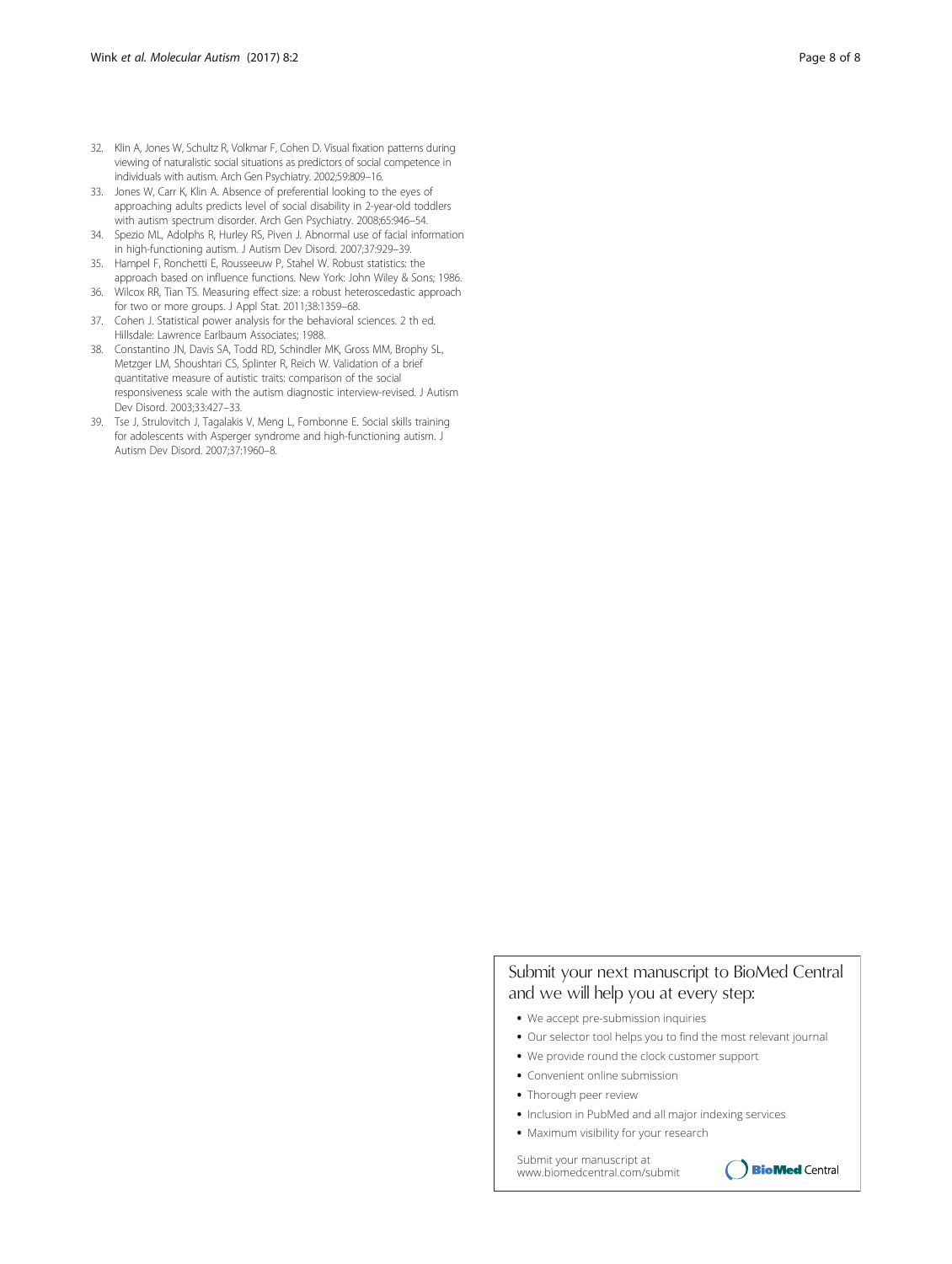32. Klin A, Jones W, Schultz R, Volkmar F, Cohen D. Visual fixation patterns during viewing of naturalistic social situations as predictors of social competence in individuals with autism. Arch Gen Psychiatry. 2002;59:809–16.
33. Jones W, Carr K, Klin A. Absence of preferential looking to the eyes of approaching adults predicts level of social disability in 2-year-old toddlers with autism spectrum disorder. Arch Gen Psychiatry. 2008;65:946–54.
34. Spezio ML, Adolphs R, Hurley RS, Piven J. Abnormal use of facial information in high-functioning autism. J Autism Dev Disord. 2007;37:929–39.
35. Hampel F, Ronchetti E, Rousseeuw P, Stahel W. Robust statistics: the approach based on influence functions. New York: John Wiley & Sons; 1986.
36. Wilcox RR, Tian TS. Measuring effect size: a robust heteroscedastic approach for two or more groups. J Appl Stat. 2011;38:1359–68.
37. Cohen J. Statistical power analysis for the behavioral sciences. 2 th ed. Hillsdale: Lawrence Earlbaum Associates; 1988.
38. Constantino JN, Davis SA, Todd RD, Schindler MK, Gross MM, Brophy SL, Metzger LM, Shoushtari CS, Splinter R, Reich W. Validation of a brief quantitative measure of autistic traits: comparison of the social responsiveness scale with the autism diagnostic interview-revised. J Autism Dev Disord. 2003;33:427–33.
39. Tse J, Strulovitch J, Tagalakis V, Meng L, Fombonne E. Social skills training for adolescents with Asperger syndrome and high-functioning autism. J Autism Dev Disord. 2007;37:1960–8.

Submit your next manuscript to BioMed Central and we will help you at every step:

- We accept pre-submission inquiries
- Our selector tool helps you to find the most relevant journal
- We provide round the clock customer support
- Convenient online submission
- Thorough peer review
- Inclusion in PubMed and all major indexing services
- Maximum visibility for your research

Submit your manuscript at www.biomedcentral.com/submit

BioMed Central